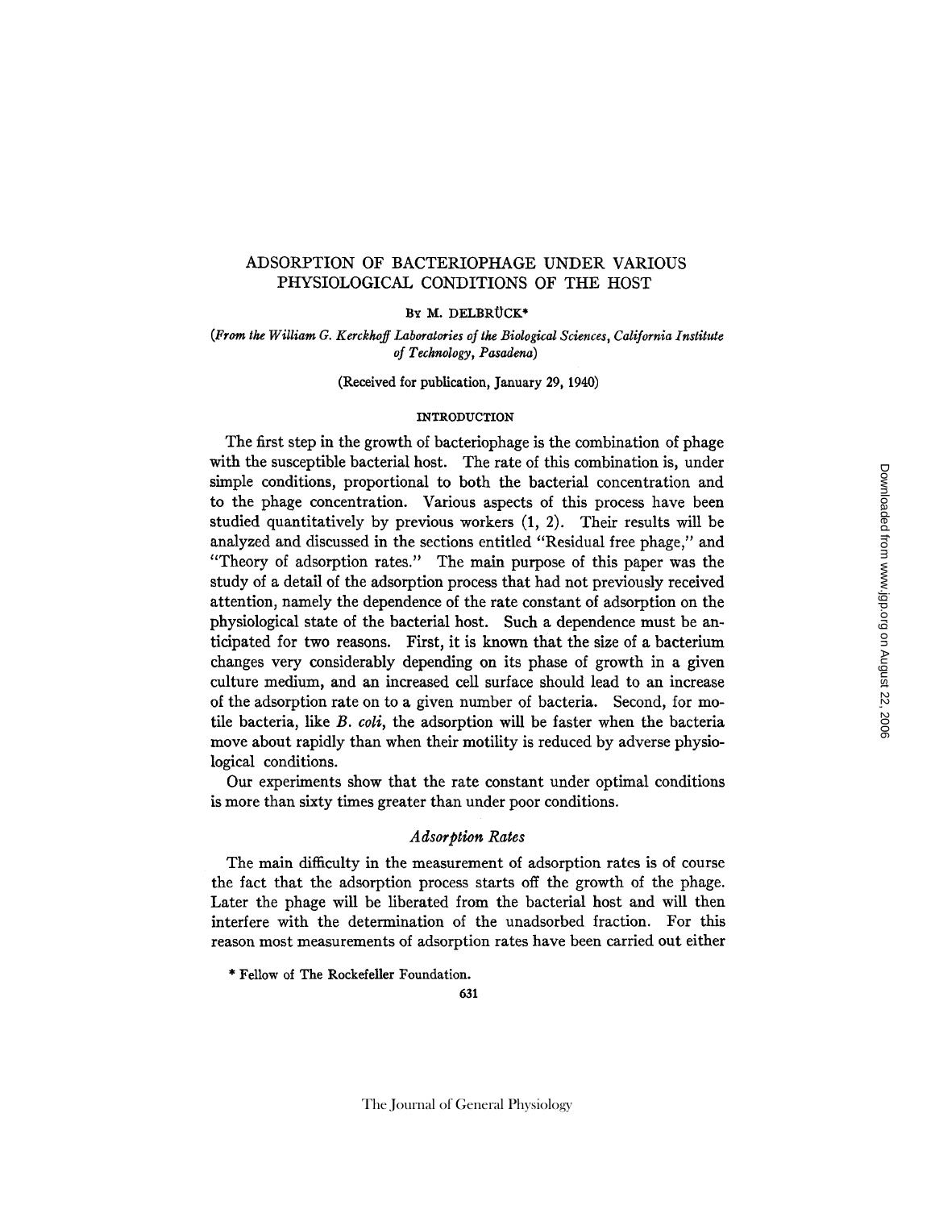# ADSORPTION OF BACTERIOPHAGE UNDER VARIOUS PHYSIOLOGICAL CONDITIONS OF THE HOST

By M. DELBRÜCK*

(*From the William G. Kerckhoff Laboratories of the Biological Sciences, California Institute of Technology, Pasadena*)

(Received for publication, January 29, 1940)

## INTRODUCTION

The first step in the growth of bacteriophage is the combination of phage with the susceptible bacterial host. The rate of this combination is, under simple conditions, proportional to both the bacterial concentration and to the phage concentration. Various aspects of this process have been studied quantitatively by previous workers (1, 2). Their results will be analyzed and discussed in the sections entitled "Residual free phage," and "Theory of adsorption rates." The main purpose of this paper was the study of a detail of the adsorption process that had not previously received attention, namely the dependence of the rate constant of adsorption on the physiological state of the bacterial host. Such a dependence must be anticipated for two reasons. First, it is known that the size of a bacterium changes very considerably depending on its phase of growth in a given culture medium, and an increased cell surface should lead to an increase of the adsorption rate on to a given number of bacteria. Second, for motile bacteria, like *B. coli*, the adsorption will be faster when the bacteria move about rapidly than when their motility is reduced by adverse physiological conditions.

Our experiments show that the rate constant under optimal conditions is more than sixty times greater than under poor conditions.

### *Adsorption Rates*

The main difficulty in the measurement of adsorption rates is of course the fact that the adsorption process starts off the growth of the phage. Later the phage will be liberated from the bacterial host and will then interfere with the determination of the unadsorbed fraction. For this reason most measurements of adsorption rates have been carried out either

\* Fellow of The Rockefeller Foundation.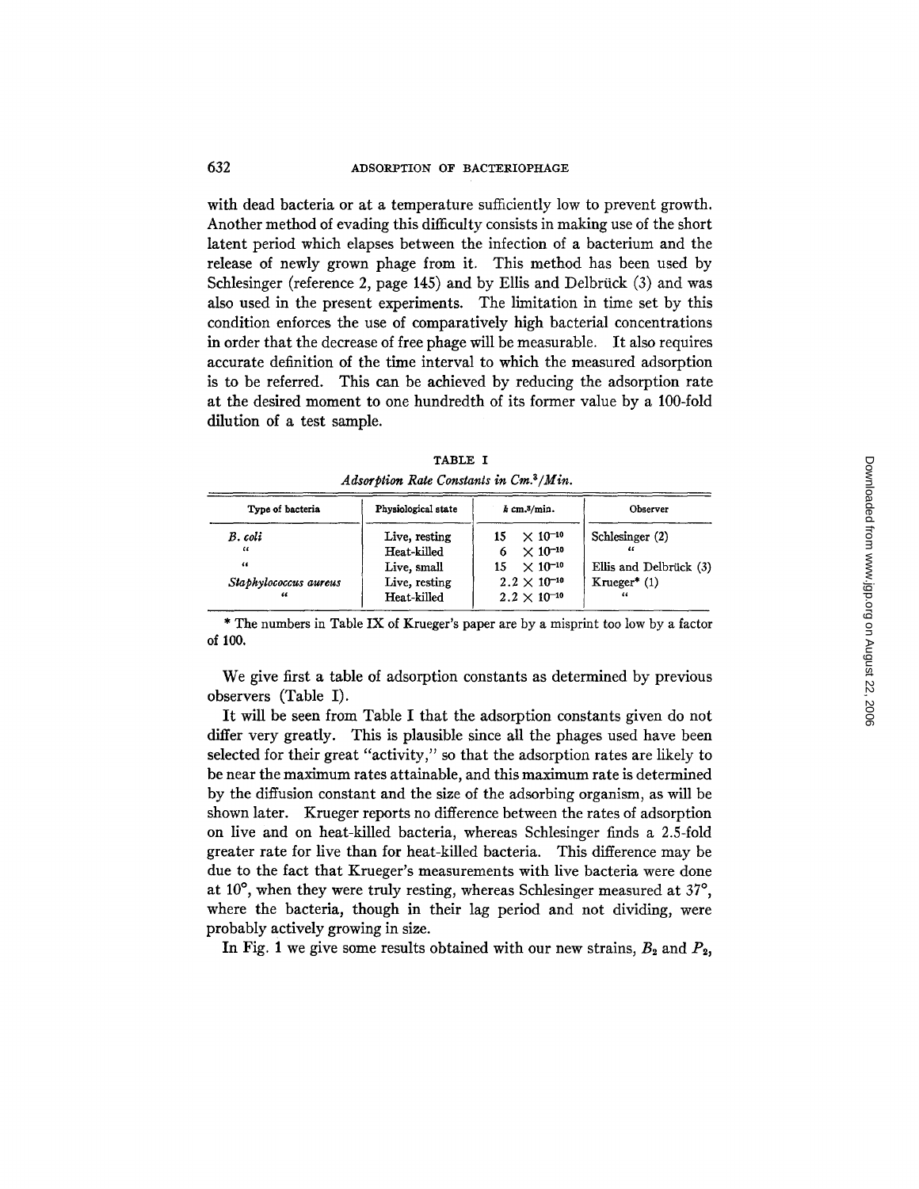with dead bacteria or at a temperature sufficiently low to prevent growth. Another method of evading this difficulty consists in making use of the short latent period which elapses between the infection of a bacterium and the release of newly grown phage from it. This method has been used by Schlesinger (reference 2, page 145) and by Ellis and Delbrück (3) and was also used in the present experiments. The limitation in time set by this condition enforces the use of comparatively high bacterial concentrations in order that the decrease of free phage will be measurable. It also requires accurate definition of the time interval to which the measured adsorption is to be referred. This can be achieved by reducing the adsorption rate at the desired moment to one hundredth of its former value by a 100-fold dilution of a test sample.

TABLE I

*Adsorption Rate Constants in Cm.³/Min.*

| Type of bacteria | Physiological state | $k$ cm.³/min. | Observer |
|---|---|---|---|
| *B. coli* | Live, resting | $15 \times 10^{-10}$ | Schlesinger (2) |
| " | Heat-killed | $6 \times 10^{-10}$ | " |
| " | Live, small | $15 \times 10^{-10}$ | Ellis and Delbrück (3) |
| *Staphylococcus aureus* | Live, resting | $2.2 \times 10^{-10}$ | Krueger* (1) |
| " | Heat-killed | $2.2 \times 10^{-10}$ | " |

\* The numbers in Table IX of Krueger's paper are by a misprint too low by a factor of 100.

We give first a table of adsorption constants as determined by previous observers (Table I).

It will be seen from Table I that the adsorption constants given do not differ very greatly. This is plausible since all the phages used have been selected for their great "activity," so that the adsorption rates are likely to be near the maximum rates attainable, and this maximum rate is determined by the diffusion constant and the size of the adsorbing organism, as will be shown later. Krueger reports no difference between the rates of adsorption on live and on heat-killed bacteria, whereas Schlesinger finds a 2.5-fold greater rate for live than for heat-killed bacteria. This difference may be due to the fact that Krueger's measurements with live bacteria were done at 10°, when they were truly resting, whereas Schlesinger measured at 37°, where the bacteria, though in their lag period and not dividing, were probably actively growing in size.

In Fig. 1 we give some results obtained with our new strains, $B_2$ and $P_2$,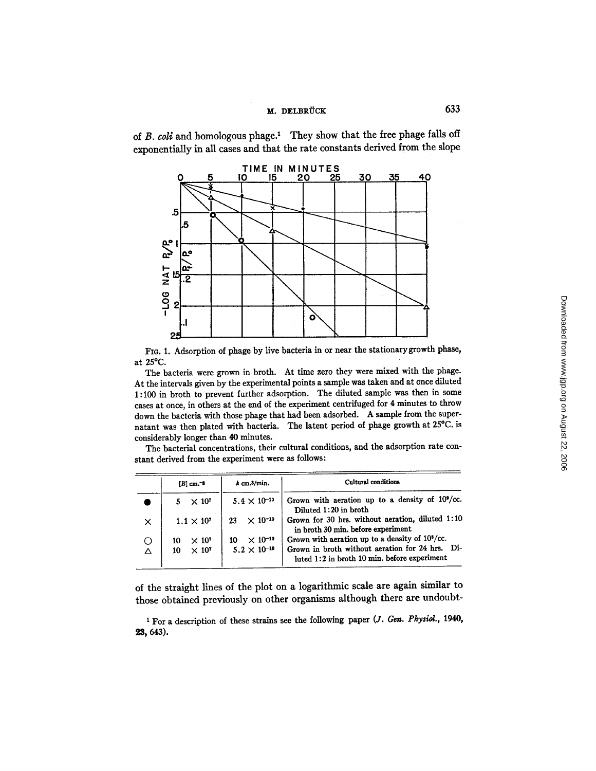of *B. coli* and homologous phage.[1] They show that the free phage falls off exponentially in all cases and that the rate constants derived from the slope

FIG. 1. Adsorption of phage by live bacteria in or near the stationary growth phase, at 25°C.

The bacteria were grown in broth. At time zero they were mixed with the phage. At the intervals given by the experimental points a sample was taken and at once diluted 1:100 in broth to prevent further adsorption. The diluted sample was then in some cases at once, in others at the end of the experiment centrifuged for 4 minutes to throw down the bacteria with those phage that had been adsorbed. A sample from the supernatant was then plated with bacteria. The latent period of phage growth at 25°C. is considerably longer than 40 minutes.

The bacterial concentrations, their cultural conditions, and the adsorption rate constant derived from the experiment were as follows:

| | $[B]$ cm.$^{-3}$ | $k$ cm.$^3$/min. | Cultural conditions |
|---|---|---|---|
| ● | $5 \times 10^7$ | $5.4 \times 10^{-10}$ | Grown with aeration up to a density of $10^9$/cc. Diluted 1:20 in broth |
| × | $1.1 \times 10^7$ | $23 \times 10^{-10}$ | Grown for 30 hrs. without aeration, diluted 1:10 in broth 30 min. before experiment |
| ○ | $10 \times 10^7$ | $10 \times 10^{-10}$ | Grown with aeration up to a density of $10^8$/cc. |
| △ | $10 \times 10^7$ | $5.2 \times 10^{-10}$ | Grown in broth without aeration for 24 hrs. Diluted 1:2 in broth 10 min. before experiment |

of the straight lines of the plot on a logarithmic scale are again similar to those obtained previously on other organisms although there are undoubt-

[1] For a description of these strains see the following paper (*J. Gen. Physiol.*, 1940, **23**, 643).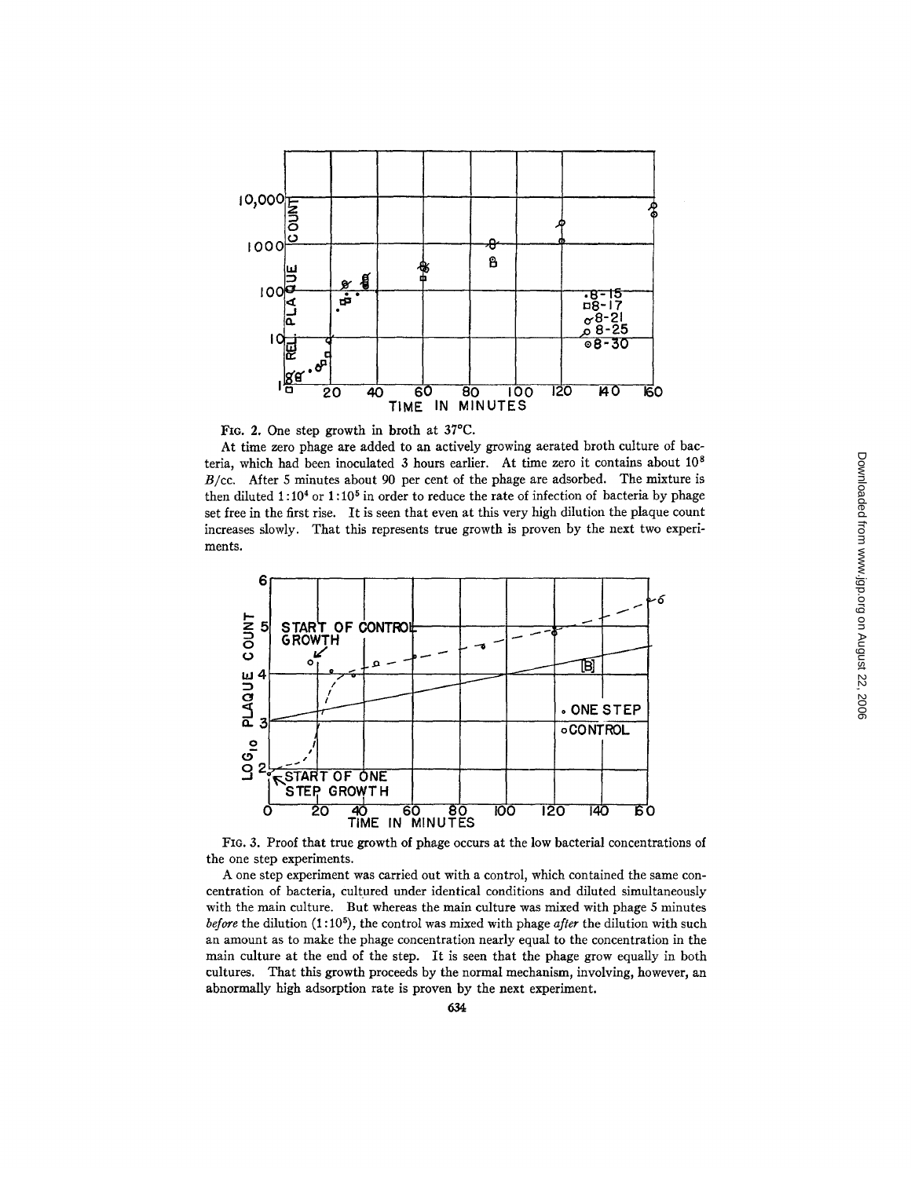FIG. 2. One step growth in broth at 37°C.

At time zero phage are added to an actively growing aerated broth culture of bacteria, which had been inoculated 3 hours earlier. At time zero it contains about $10^8$ *B*/cc. After 5 minutes about 90 per cent of the phage are adsorbed. The mixture is then diluted $1:10^4$ or $1:10^5$ in order to reduce the rate of infection of bacteria by phage set free in the first rise. It is seen that even at this very high dilution the plaque count increases slowly. That this represents true growth is proven by the next two experiments.

FIG. 3. Proof that true growth of phage occurs at the low bacterial concentrations of the one step experiments.

A one step experiment was carried out with a control, which contained the same concentration of bacteria, cultured under identical conditions and diluted simultaneously with the main culture. But whereas the main culture was mixed with phage 5 minutes *before* the dilution $(1:10^5)$, the control was mixed with phage *after* the dilution with such an amount as to make the phage concentration nearly equal to the concentration in the main culture at the end of the step. It is seen that the phage grow equally in both cultures. That this growth proceeds by the normal mechanism, involving, however, an abnormally high adsorption rate is proven by the next experiment.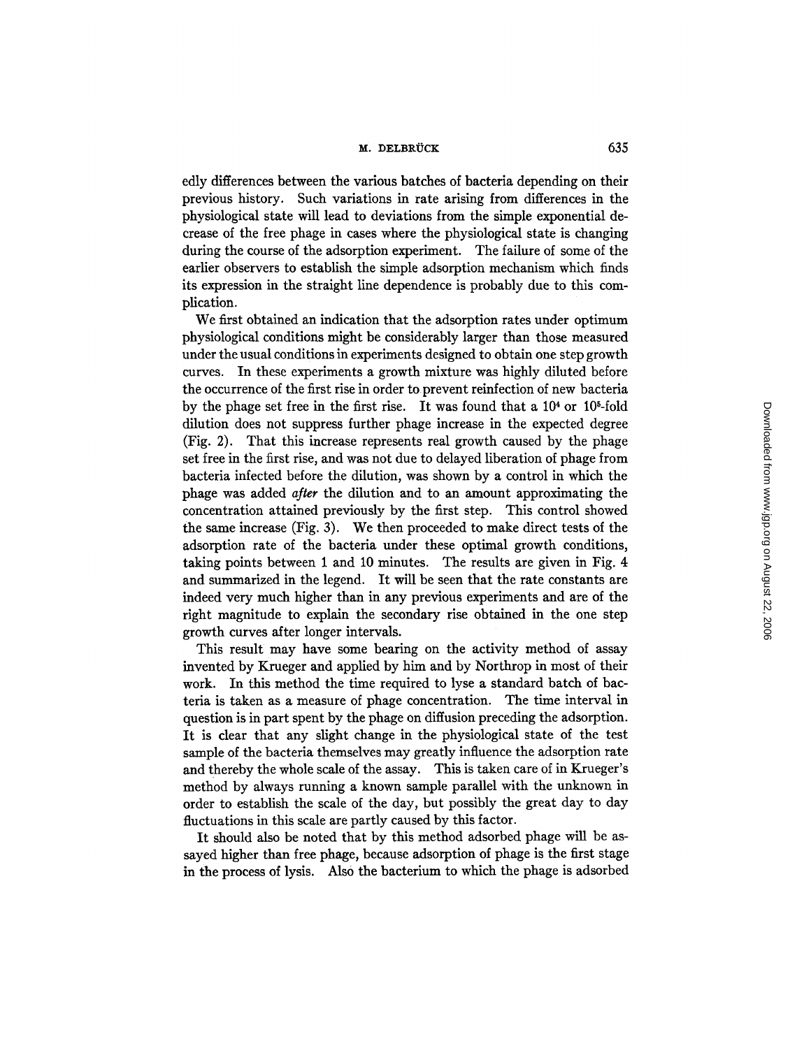edly differences between the various batches of bacteria depending on their previous history. Such variations in rate arising from differences in the physiological state will lead to deviations from the simple exponential decrease of the free phage in cases where the physiological state is changing during the course of the adsorption experiment. The failure of some of the earlier observers to establish the simple adsorption mechanism which finds its expression in the straight line dependence is probably due to this complication.

We first obtained an indication that the adsorption rates under optimum physiological conditions might be considerably larger than those measured under the usual conditions in experiments designed to obtain one step growth curves. In these experiments a growth mixture was highly diluted before the occurrence of the first rise in order to prevent reinfection of new bacteria by the phage set free in the first rise. It was found that a $10^4$ or $10^5$-fold dilution does not suppress further phage increase in the expected degree (Fig. 2). That this increase represents real growth caused by the phage set free in the first rise, and was not due to delayed liberation of phage from bacteria infected before the dilution, was shown by a control in which the phage was added *after* the dilution and to an amount approximating the concentration attained previously by the first step. This control showed the same increase (Fig. 3). We then proceeded to make direct tests of the adsorption rate of the bacteria under these optimal growth conditions, taking points between 1 and 10 minutes. The results are given in Fig. 4 and summarized in the legend. It will be seen that the rate constants are indeed very much higher than in any previous experiments and are of the right magnitude to explain the secondary rise obtained in the one step growth curves after longer intervals.

This result may have some bearing on the activity method of assay invented by Krueger and applied by him and by Northrop in most of their work. In this method the time required to lyse a standard batch of bacteria is taken as a measure of phage concentration. The time interval in question is in part spent by the phage on diffusion preceding the adsorption. It is clear that any slight change in the physiological state of the test sample of the bacteria themselves may greatly influence the adsorption rate and thereby the whole scale of the assay. This is taken care of in Krueger's method by always running a known sample parallel with the unknown in order to establish the scale of the day, but possibly the great day to day fluctuations in this scale are partly caused by this factor.

It should also be noted that by this method adsorbed phage will be assayed higher than free phage, because adsorption of phage is the first stage in the process of lysis. Also the bacterium to which the phage is adsorbed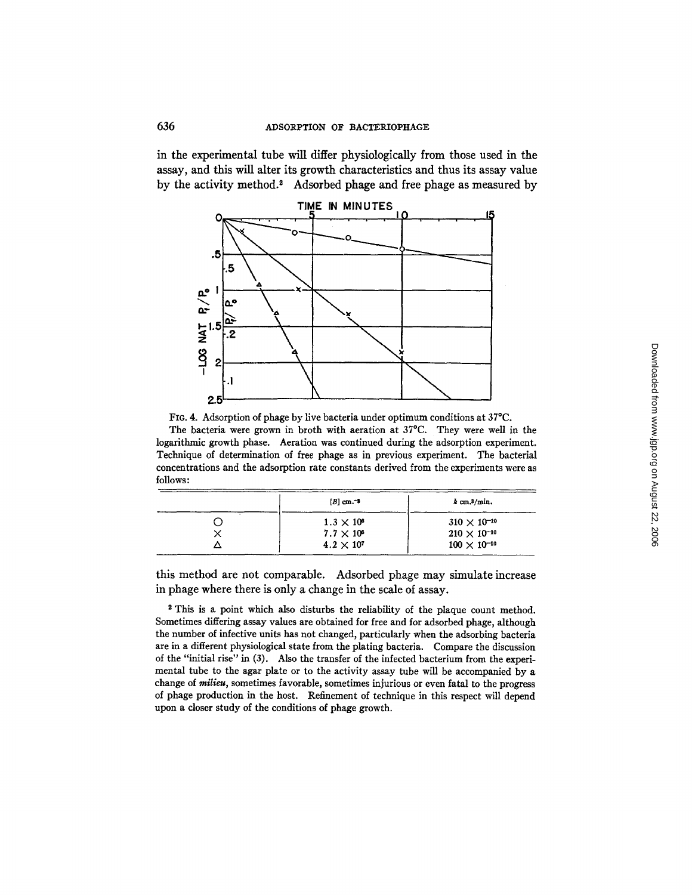in the experimental tube will differ physiologically from those used in the assay, and this will alter its growth characteristics and thus its assay value by the activity method.[2] Adsorbed phage and free phage as measured by

FIG. 4. Adsorption of phage by live bacteria under optimum conditions at 37°C.

The bacteria were grown in broth with aeration at 37°C. They were well in the logarithmic growth phase. Aeration was continued during the adsorption experiment. Technique of determination of free phage as in previous experiment. The bacterial concentrations and the adsorption rate constants derived from the experiments were as follows:

| | $[B]$ cm.$^{-3}$ | $k$ cm.$^3$/min. |
|---|---|---|
| ○ | $1.3 \times 10^6$ | $310 \times 10^{-10}$ |
| × | $7.7 \times 10^6$ | $210 \times 10^{-10}$ |
| △ | $4.2 \times 10^7$ | $100 \times 10^{-10}$ |

this method are not comparable. Adsorbed phage may simulate increase in phage where there is only a change in the scale of assay.

[2] This is a point which also disturbs the reliability of the plaque count method. Sometimes differing assay values are obtained for free and for adsorbed phage, although the number of infective units has not changed, particularly when the adsorbing bacteria are in a different physiological state from the plating bacteria. Compare the discussion of the "initial rise" in (3). Also the transfer of the infected bacterium from the experimental tube to the agar plate or to the activity assay tube will be accompanied by a change of *milieu*, sometimes favorable, sometimes injurious or even fatal to the progress of phage production in the host. Refinement of technique in this respect will depend upon a closer study of the conditions of phage growth.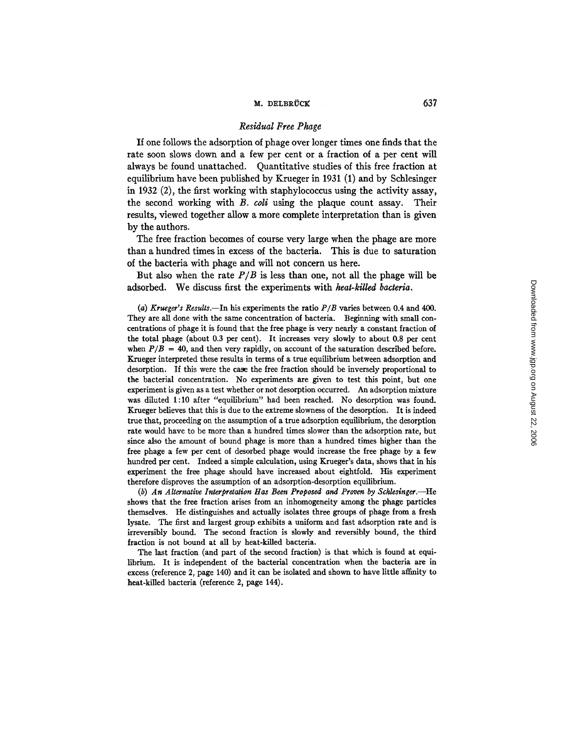### *Residual Free Phage*

If one follows the adsorption of phage over longer times one finds that the rate soon slows down and a few per cent or a fraction of a per cent will always be found unattached. Quantitative studies of this free fraction at equilibrium have been published by Krueger in 1931 (1) and by Schlesinger in 1932 (2), the first working with staphylococcus using the activity assay, the second working with *B. coli* using the plaque count assay. Their results, viewed together allow a more complete interpretation than is given by the authors.

The free fraction becomes of course very large when the phage are more than a hundred times in excess of the bacteria. This is due to saturation of the bacteria with phage and will not concern us here.

But also when the rate $P/B$ is less than one, not all the phage will be adsorbed. We discuss first the experiments with *heat-killed bacteria.*

(*a*) *Krueger's Results.*—In his experiments the ratio $P/B$ varies between 0.4 and 400. They are all done with the same concentration of bacteria. Beginning with small concentrations of phage it is found that the free phage is very nearly a constant fraction of the total phage (about 0.3 per cent). It increases very slowly to about 0.8 per cent when $P/B = 40$, and then very rapidly, on account of the saturation described before. Krueger interpreted these results in terms of a true equilibrium between adsorption and desorption. If this were the case the free fraction should be inversely proportional to the bacterial concentration. No experiments are given to test this point, but one experiment is given as a test whether or not desorption occurred. An adsorption mixture was diluted 1:10 after "equilibrium" had been reached. No desorption was found. Krueger believes that this is due to the extreme slowness of the desorption. It is indeed true that, proceeding on the assumption of a true adsorption equilibrium, the desorption rate would have to be more than a hundred times slower than the adsorption rate, but since also the amount of bound phage is more than a hundred times higher than the free phage a few per cent of desorbed phage would increase the free phage by a few hundred per cent. Indeed a simple calculation, using Krueger's data, shows that in his experiment the free phage should have increased about eightfold. His experiment therefore disproves the assumption of an adsorption-desorption equilibrium.

(*b*) *An Alternative Interpretation Has Been Proposed and Proven by Schlesinger.*—He shows that the free fraction arises from an inhomogeneity among the phage particles themselves. He distinguishes and actually isolates three groups of phage from a fresh lysate. The first and largest group exhibits a uniform and fast adsorption rate and is irreversibly bound. The second fraction is slowly and reversibly bound, the third fraction is not bound at all by heat-killed bacteria.

The last fraction (and part of the second fraction) is that which is found at equilibrium. It is independent of the bacterial concentration when the bacteria are in excess (reference 2, page 140) and it can be isolated and shown to have little affinity to heat-killed bacteria (reference 2, page 144).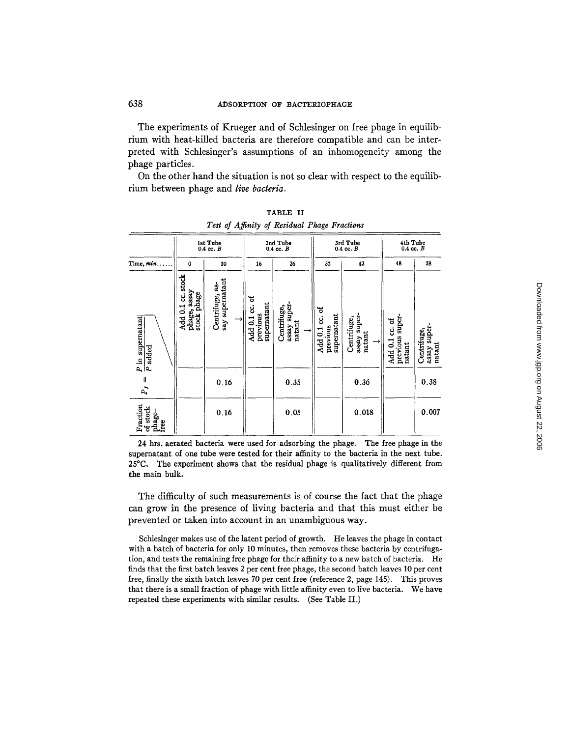The experiments of Krueger and of Schlesinger on free phage in equilibrium with heat-killed bacteria are therefore compatible and can be interpreted with Schlesinger's assumptions of an inhomogeneity among the phage particles.

On the other hand the situation is not so clear with respect to the equilibrium between phage and *live bacteria*.

TABLE II

*Test of Affinity of Residual Phage Fractions*

| | 1st Tube 0.4 cc. *B* | | 2nd Tube 0.4 cc. *B* | | 3rd Tube 0.4 cc. *B* | | 4th Tube 0.4 cc. *B* | |
|---|---|---|---|---|---|---|---|---|
| Time, *min.* | 0 | 10 | 16 | 26 | 32 | 42 | 48 | 58 |
| | Add 0.1 cc. stock phage, assay stock phage | Centrifuge, assay supernatant → | Add 0.1 cc. of previous supernatant | Centrifuge, assay supernatant → | Add 0.1 cc. of previous supernatant | Centrifuge, assay supernatant → | Add 0.1 cc. of previous supernatant | Centrifuge, assay supernatant |
| $P_f = \frac{P \text{ in supernatant}}{P \text{ added}}$ | | 0.16 | | 0.35 | | 0.36 | | 0.38 |
| Fraction of stock phage-free | | 0.16 | | 0.05 | | 0.018 | | 0.007 |

24 hrs. aerated bacteria were used for adsorbing the phage. The free phage in the supernatant of one tube were tested for their affinity to the bacteria in the next tube. 25°C. The experiment shows that the residual phage is qualitatively different from the main bulk.

The difficulty of such measurements is of course the fact that the phage can grow in the presence of living bacteria and that this must either be prevented or taken into account in an unambiguous way.

Schlesinger makes use of the latent period of growth. He leaves the phage in contact with a batch of bacteria for only 10 minutes, then removes these bacteria by centrifugation, and tests the remaining free phage for their affinity to a new batch of bacteria. He finds that the first batch leaves 2 per cent free phage, the second batch leaves 10 per cent free, finally the sixth batch leaves 70 per cent free (reference 2, page 145). This proves that there is a small fraction of phage with little affinity even to live bacteria. We have repeated these experiments with similar results. (See Table II.)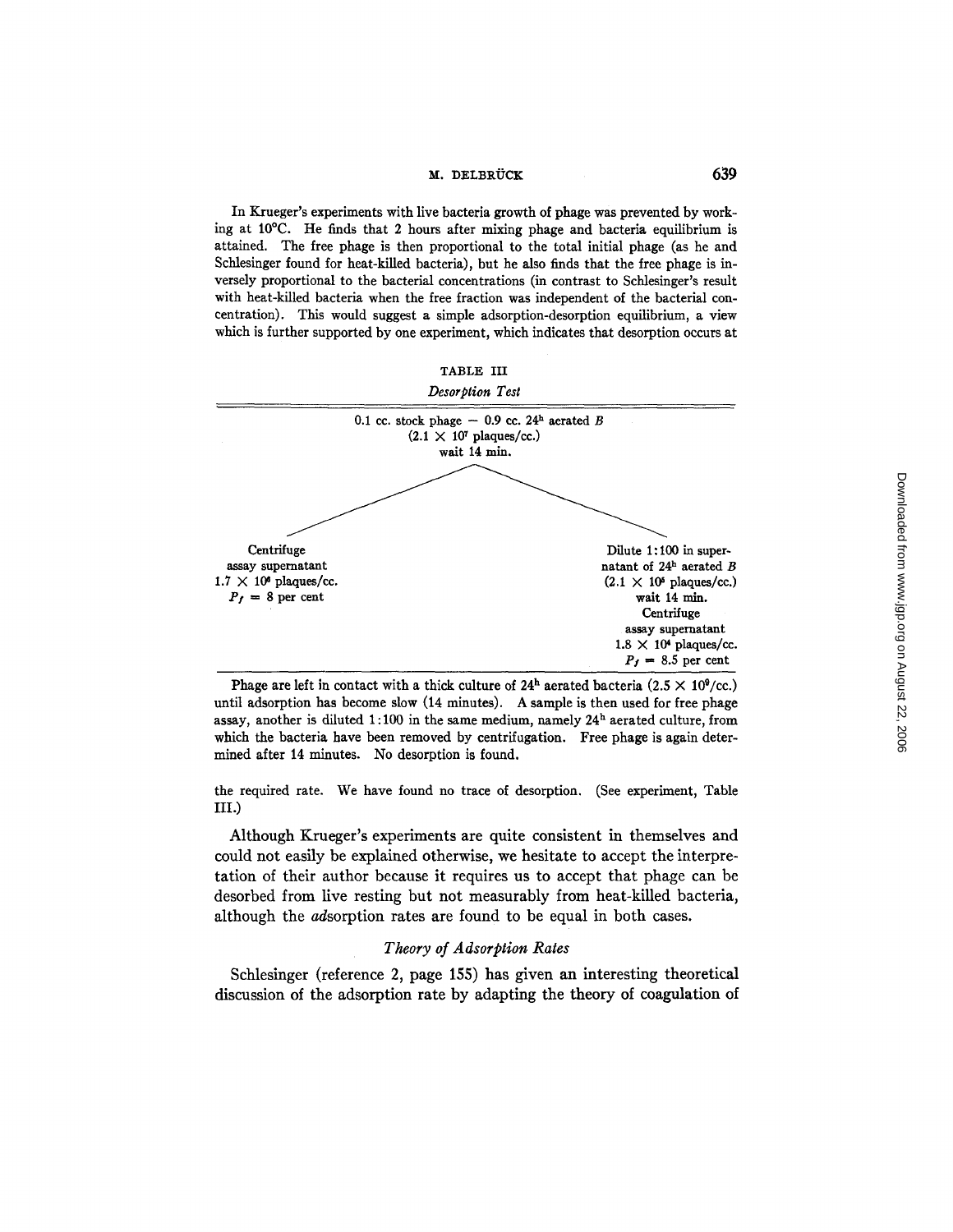In Krueger's experiments with live bacteria growth of phage was prevented by working at 10°C. He finds that 2 hours after mixing phage and bacteria equilibrium is attained. The free phage is then proportional to the total initial phage (as he and Schlesinger found for heat-killed bacteria), but he also finds that the free phage is inversely proportional to the bacterial concentrations (in contrast to Schlesinger's result with heat-killed bacteria when the free fraction was independent of the bacterial concentration). This would suggest a simple adsorption-desorption equilibrium, a view which is further supported by one experiment, which indicates that desorption occurs at the required rate. We have found no trace of desorption. (See experiment, Table III.)

TABLE III

*Desorption Test*

0.1 cc. stock phage − 0.9 cc. $24^h$ aerated *B*
($2.1 \times 10^7$ plaques/cc.)
wait 14 min.

| | |
|---|---|
| Centrifuge<br>assay supernatant<br>$1.7 \times 10^6$ plaques/cc.<br>$P_f$ = 8 per cent | Dilute 1:100 in supernatant of $24^h$ aerated *B*<br>($2.1 \times 10^5$ plaques/cc.)<br>wait 14 min.<br>Centrifuge<br>assay supernatant<br>$1.8 \times 10^4$ plaques/cc.<br>$P_f$ = 8.5 per cent |

Phage are left in contact with a thick culture of $24^h$ aerated bacteria ($2.5 \times 10^9$/cc.) until adsorption has become slow (14 minutes). A sample is then used for free phage assay, another is diluted 1:100 in the same medium, namely $24^h$ aerated culture, from which the bacteria have been removed by centrifugation. Free phage is again determined after 14 minutes. No desorption is found.

Although Krueger's experiments are quite consistent in themselves and could not easily be explained otherwise, we hesitate to accept the interpretation of their author because it requires us to accept that phage can be desorbed from live resting but not measurably from heat-killed bacteria, although the *ad*sorption rates are found to be equal in both cases.

### *Theory of Adsorption Rates*

Schlesinger (reference 2, page 155) has given an interesting theoretical discussion of the adsorption rate by adapting the theory of coagulation of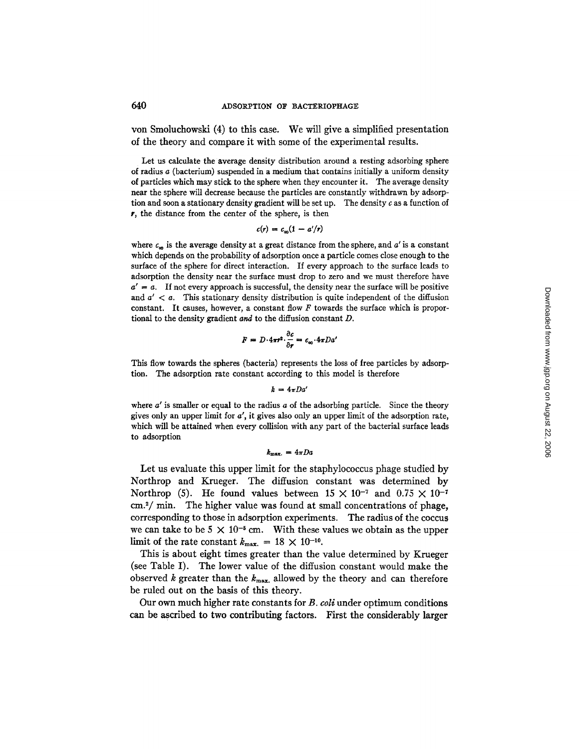von Smoluchowski (4) to this case. We will give a simplified presentation of the theory and compare it with some of the experimental results.

Let us calculate the average density distribution around a resting adsorbing sphere of radius $a$ (bacterium) suspended in a medium that contains initially a uniform density of particles which may stick to the sphere when they encounter it. The average density near the sphere will decrease because the particles are constantly withdrawn by adsorption and soon a stationary density gradient will be set up. The density $c$ as a function of $r$, the distance from the center of the sphere, is then

$$c(r) = c_{\infty}(1 - a'/r)$$

where $c_{\infty}$ is the average density at a great distance from the sphere, and $a'$ is a constant which depends on the probability of adsorption once a particle comes close enough to the surface of the sphere for direct interaction. If every approach to the surface leads to adsorption the density near the surface must drop to zero and we must therefore have $a' = a$. If not every approach is successful, the density near the surface will be positive and $a' < a$. This stationary density distribution is quite independent of the diffusion constant. It causes, however, a constant flow $F$ towards the surface which is proportional to the density gradient *and* to the diffusion constant $D$.

$$F = D \cdot 4\pi r^2 \cdot \frac{\partial c}{\partial r} = c_{\infty} \cdot 4\pi D a'$$

This flow towards the spheres (bacteria) represents the loss of free particles by adsorption. The adsorption rate constant according to this model is therefore

$$k = 4\pi D a'$$

where $a'$ is smaller or equal to the radius $a$ of the adsorbing particle. Since the theory gives only an upper limit for $a'$, it gives also only an upper limit of the adsorption rate, which will be attained when every collision with any part of the bacterial surface leads to adsorption

$$k_{\text{max.}} = 4\pi D a$$

Let us evaluate this upper limit for the staphylococcus phage studied by Northrop and Krueger. The diffusion constant was determined by Northrop (5). He found values between $15 \times 10^{-7}$ and $0.75 \times 10^{-7}$ cm.$^2$/ min. The higher value was found at small concentrations of phage, corresponding to those in adsorption experiments. The radius of the coccus we can take to be $5 \times 10^{-5}$ cm. With these values we obtain as the upper limit of the rate constant $k_{\text{max.}} = 18 \times 10^{-10}$.

This is about eight times greater than the value determined by Krueger (see Table I). The lower value of the diffusion constant would make the observed $k$ greater than the $k_{\text{max.}}$ allowed by the theory and can therefore be ruled out on the basis of this theory.

Our own much higher rate constants for *B. coli* under optimum conditions can be ascribed to two contributing factors. First the considerably larger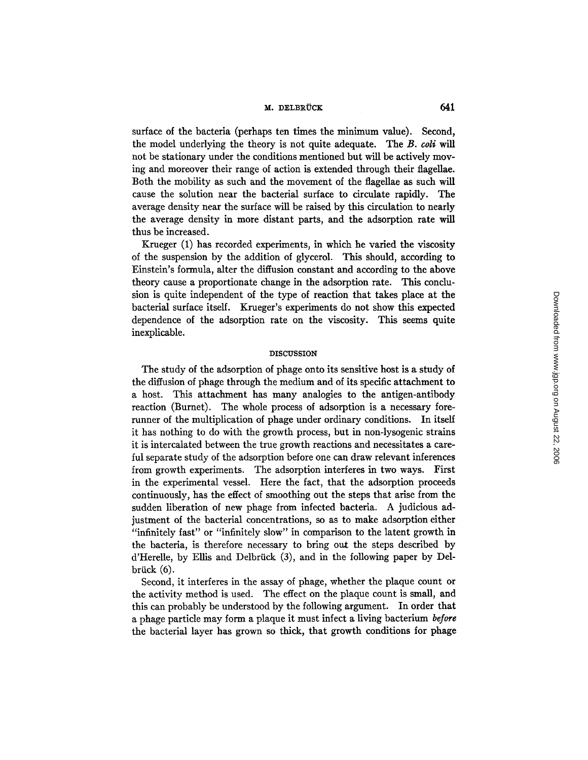surface of the bacteria (perhaps ten times the minimum value). Second, the model underlying the theory is not quite adequate. The *B. coli* will not be stationary under the conditions mentioned but will be actively moving and moreover their range of action is extended through their flagellae. Both the mobility as such and the movement of the flagellae as such will cause the solution near the bacterial surface to circulate rapidly. The average density near the surface will be raised by this circulation to nearly the average density in more distant parts, and the adsorption rate will thus be increased.

Krueger (1) has recorded experiments, in which he varied the viscosity of the suspension by the addition of glycerol. This should, according to Einstein's formula, alter the diffusion constant and according to the above theory cause a proportionate change in the adsorption rate. This conclusion is quite independent of the type of reaction that takes place at the bacterial surface itself. Krueger's experiments do not show this expected dependence of the adsorption rate on the viscosity. This seems quite inexplicable.

## DISCUSSION

The study of the adsorption of phage onto its sensitive host is a study of the diffusion of phage through the medium and of its specific attachment to a host. This attachment has many analogies to the antigen-antibody reaction (Burnet). The whole process of adsorption is a necessary forerunner of the multiplication of phage under ordinary conditions. In itself it has nothing to do with the growth process, but in non-lysogenic strains it is intercalated between the true growth reactions and necessitates a careful separate study of the adsorption before one can draw relevant inferences from growth experiments. The adsorption interferes in two ways. First in the experimental vessel. Here the fact, that the adsorption proceeds continuously, has the effect of smoothing out the steps that arise from the sudden liberation of new phage from infected bacteria. A judicious adjustment of the bacterial concentrations, so as to make adsorption either "infinitely fast" or "infinitely slow" in comparison to the latent growth in the bacteria, is therefore necessary to bring out the steps described by d'Herelle, by Ellis and Delbrück (3), and in the following paper by Delbrück (6).

Second, it interferes in the assay of phage, whether the plaque count or the activity method is used. The effect on the plaque count is small, and this can probably be understood by the following argument. In order that a phage particle may form a plaque it must infect a living bacterium *before* the bacterial layer has grown so thick, that growth conditions for phage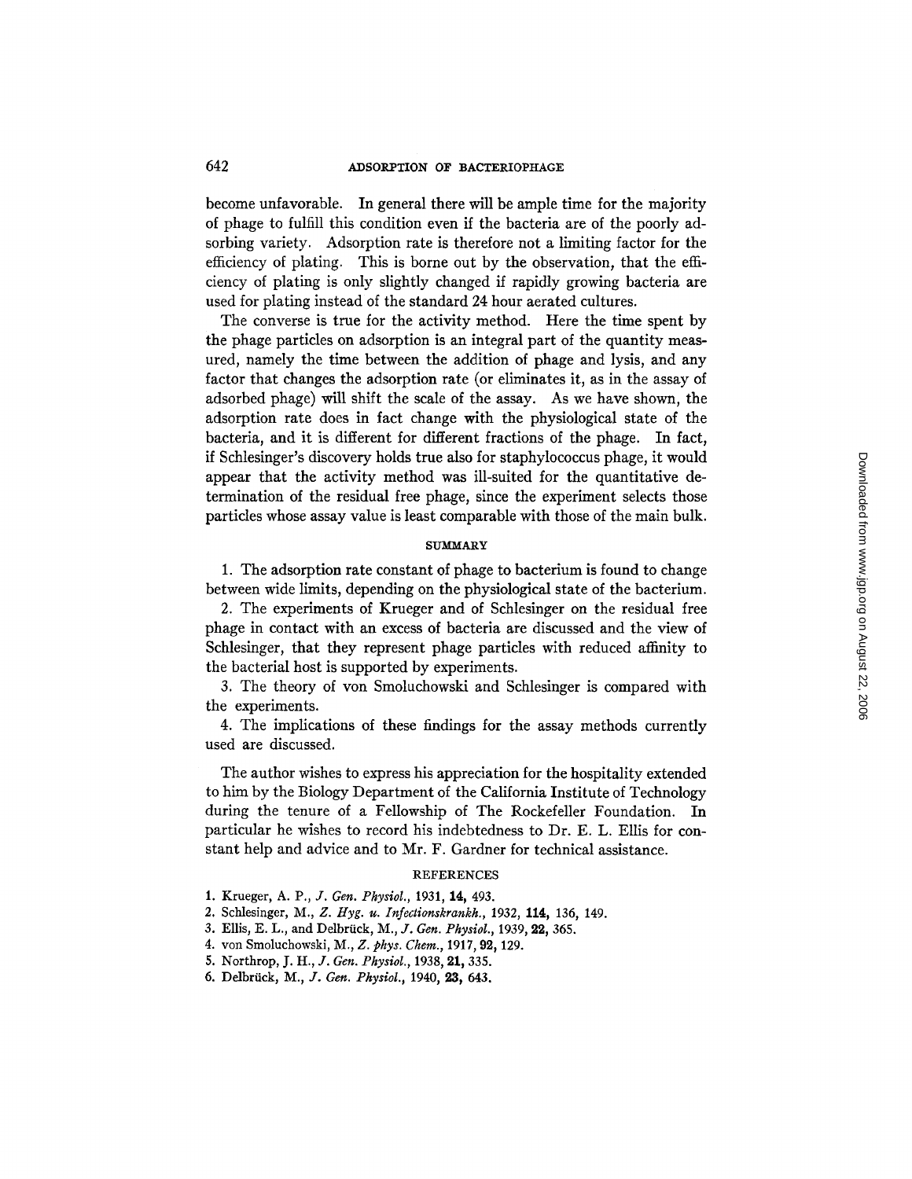become unfavorable. In general there will be ample time for the majority of phage to fulfill this condition even if the bacteria are of the poorly adsorbing variety. Adsorption rate is therefore not a limiting factor for the efficiency of plating. This is borne out by the observation, that the efficiency of plating is only slightly changed if rapidly growing bacteria are used for plating instead of the standard 24 hour aerated cultures.

The converse is true for the activity method. Here the time spent by the phage particles on adsorption is an integral part of the quantity measured, namely the time between the addition of phage and lysis, and any factor that changes the adsorption rate (or eliminates it, as in the assay of adsorbed phage) will shift the scale of the assay. As we have shown, the adsorption rate does in fact change with the physiological state of the bacteria, and it is different for different fractions of the phage. In fact, if Schlesinger's discovery holds true also for staphylococcus phage, it would appear that the activity method was ill-suited for the quantitative determination of the residual free phage, since the experiment selects those particles whose assay value is least comparable with those of the main bulk.

## SUMMARY

1. The adsorption rate constant of phage to bacterium is found to change between wide limits, depending on the physiological state of the bacterium.

2. The experiments of Krueger and of Schlesinger on the residual free phage in contact with an excess of bacteria are discussed and the view of Schlesinger, that they represent phage particles with reduced affinity to the bacterial host is supported by experiments.

3. The theory of von Smoluchowski and Schlesinger is compared with the experiments.

4. The implications of these findings for the assay methods currently used are discussed.

The author wishes to express his appreciation for the hospitality extended to him by the Biology Department of the California Institute of Technology during the tenure of a Fellowship of The Rockefeller Foundation. In particular he wishes to record his indebtedness to Dr. E. L. Ellis for constant help and advice and to Mr. F. Gardner for technical assistance.

## REFERENCES

1. Krueger, A. P., *J. Gen. Physiol.*, 1931, **14**, 493.
2. Schlesinger, M., *Z. Hyg. u. Infectionskrankh.*, 1932, **114**, 136, 149.
3. Ellis, E. L., and Delbrück, M., *J. Gen. Physiol.*, 1939, **22**, 365.
4. von Smoluchowski, M., *Z. phys. Chem.*, 1917, **92**, 129.
5. Northrop, J. H., *J. Gen. Physiol.*, 1938, **21**, 335.
6. Delbrück, M., *J. Gen. Physiol.*, 1940, **23**, 643.